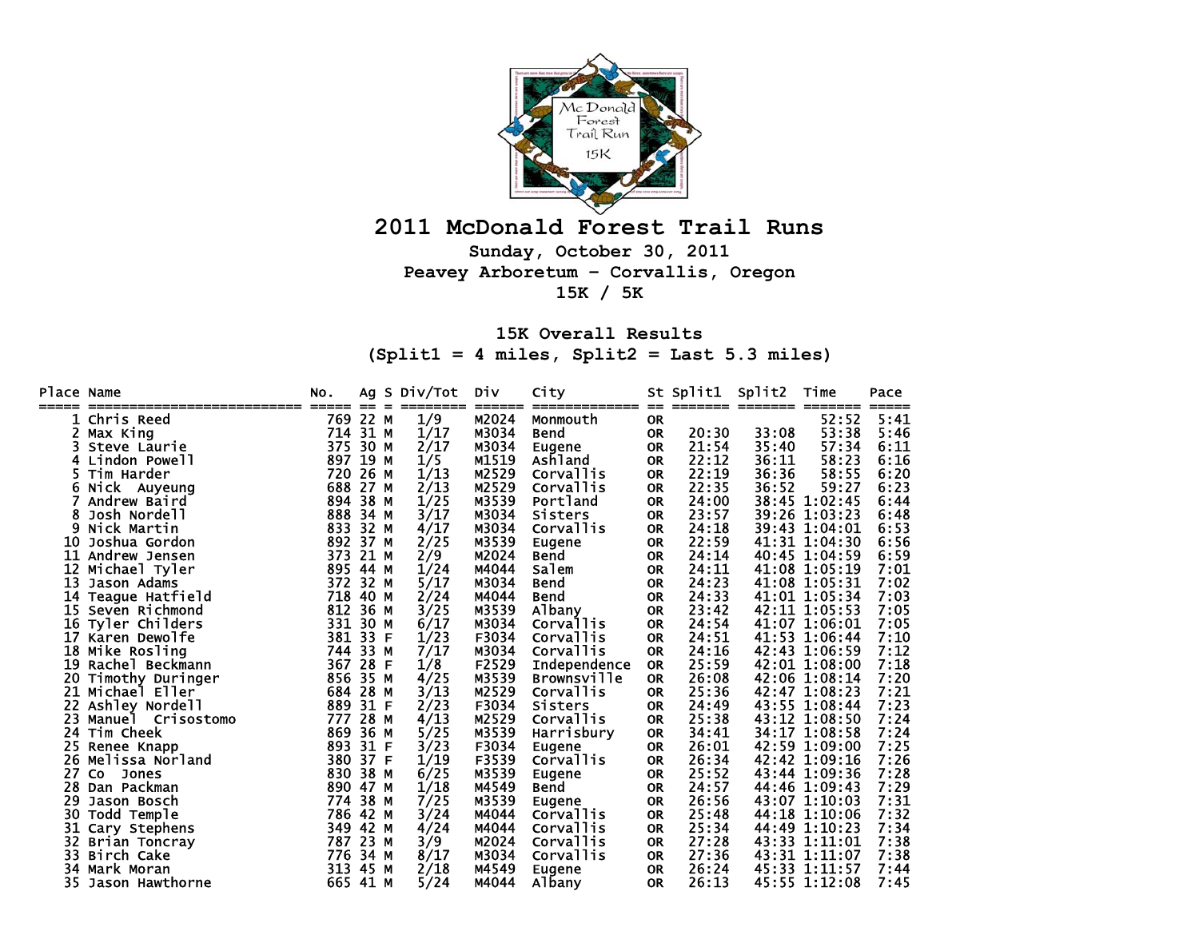# 2011 McDonald Forest Trail Runs

**Sunday, October 30, 2011**

**Peavey Arboretum - Corvallis, Oregon**

**15K / 5K**

## 15K Overall Results

**(Split1 = 4 miles, Split2 = Last 5.3 miles)**

| Place | Name | No. | Ag | S | Div/Tot | Div | City | St | Split1 | Split2 | Time | Pace |
|---|---|---|---|---|---|---|---|---|---|---|---|---|
| 1 | Chris Reed | 769 | 22 | M | 1/9 | M2024 | Monmouth | OR | | | 52:52 | 5:41 |
| 2 | Max King | 714 | 31 | M | 1/17 | M3034 | Bend | OR | 20:30 | 33:08 | 53:38 | 5:46 |
| 3 | Steve Laurie | 375 | 30 | M | 2/17 | M3034 | Eugene | OR | 21:54 | 35:40 | 57:34 | 6:11 |
| 4 | Lindon Powell | 897 | 19 | M | 1/5 | M1519 | Ashland | OR | 22:12 | 36:11 | 58:23 | 6:16 |
| 5 | Tim Harder | 720 | 26 | M | 1/13 | M2529 | Corvallis | OR | 22:19 | 36:36 | 58:55 | 6:20 |
| 6 | Nick Auyeung | 688 | 27 | M | 2/13 | M2529 | Corvallis | OR | 22:35 | 36:52 | 59:27 | 6:23 |
| 7 | Andrew Baird | 894 | 38 | M | 1/25 | M3539 | Portland | OR | 24:00 | 38:45 | 1:02:45 | 6:44 |
| 8 | Josh Nordell | 888 | 34 | M | 3/17 | M3034 | Sisters | OR | 23:57 | 39:26 | 1:03:23 | 6:48 |
| 9 | Nick Martin | 833 | 32 | M | 4/17 | M3034 | Corvallis | OR | 24:18 | 39:43 | 1:04:01 | 6:53 |
| 10 | Joshua Gordon | 892 | 37 | M | 2/25 | M3539 | Eugene | OR | 22:59 | 41:31 | 1:04:30 | 6:56 |
| 11 | Andrew Jensen | 373 | 21 | M | 2/9 | M2024 | Bend | OR | 24:14 | 40:45 | 1:04:59 | 6:59 |
| 12 | Michael Tyler | 895 | 44 | M | 1/24 | M4044 | Salem | OR | 24:11 | 41:08 | 1:05:19 | 7:01 |
| 13 | Jason Adams | 372 | 32 | M | 5/17 | M3034 | Bend | OR | 24:23 | 41:08 | 1:05:31 | 7:02 |
| 14 | Teague Hatfield | 718 | 40 | M | 2/24 | M4044 | Bend | OR | 24:33 | 41:01 | 1:05:34 | 7:03 |
| 15 | Seven Richmond | 812 | 36 | M | 3/25 | M3539 | Albany | OR | 23:42 | 42:11 | 1:05:53 | 7:05 |
| 16 | Tyler Childers | 331 | 30 | M | 6/17 | M3034 | Corvallis | OR | 24:54 | 41:07 | 1:06:01 | 7:05 |
| 17 | Karen Dewolfe | 381 | 33 | F | 1/23 | F3034 | Corvallis | OR | 24:51 | 41:53 | 1:06:44 | 7:10 |
| 18 | Mike Rosling | 744 | 33 | M | 7/17 | M3034 | Corvallis | OR | 24:16 | 42:43 | 1:06:59 | 7:12 |
| 19 | Rachel Beckmann | 367 | 28 | F | 1/8 | F2529 | Independence | OR | 25:59 | 42:01 | 1:08:00 | 7:18 |
| 20 | Timothy Duringer | 856 | 35 | M | 4/25 | M3539 | Brownsville | OR | 26:08 | 42:06 | 1:08:14 | 7:20 |
| 21 | Michael Eller | 684 | 28 | M | 3/13 | M2529 | Corvallis | OR | 25:36 | 42:47 | 1:08:23 | 7:21 |
| 22 | Ashley Nordell | 889 | 31 | F | 2/23 | F3034 | Sisters | OR | 24:49 | 43:55 | 1:08:44 | 7:23 |
| 23 | Manuel Crisostomo | 777 | 28 | M | 4/13 | M2529 | Corvallis | OR | 25:38 | 43:12 | 1:08:50 | 7:24 |
| 24 | Tim Cheek | 869 | 36 | M | 5/25 | M3539 | Harrisbury | OR | 34:41 | 34:17 | 1:08:58 | 7:24 |
| 25 | Renee Knapp | 893 | 31 | F | 3/23 | F3034 | Eugene | OR | 26:01 | 42:59 | 1:09:00 | 7:25 |
| 26 | Melissa Norland | 380 | 37 | F | 1/19 | F3539 | Corvallis | OR | 26:34 | 42:42 | 1:09:16 | 7:26 |
| 27 | Co Jones | 830 | 38 | M | 6/25 | M3539 | Eugene | OR | 25:52 | 43:44 | 1:09:36 | 7:28 |
| 28 | Dan Packman | 890 | 47 | M | 1/18 | M4549 | Bend | OR | 24:57 | 44:46 | 1:09:43 | 7:29 |
| 29 | Jason Bosch | 774 | 38 | M | 7/25 | M3539 | Eugene | OR | 26:56 | 43:07 | 1:10:03 | 7:31 |
| 30 | Todd Temple | 786 | 42 | M | 3/24 | M4044 | Corvallis | OR | 25:48 | 44:18 | 1:10:06 | 7:32 |
| 31 | Cary Stephens | 349 | 42 | M | 4/24 | M4044 | Corvallis | OR | 25:34 | 44:49 | 1:10:23 | 7:34 |
| 32 | Brian Toncray | 787 | 23 | M | 3/9 | M2024 | Corvallis | OR | 27:28 | 43:33 | 1:11:01 | 7:38 |
| 33 | Birch Cake | 776 | 34 | M | 8/17 | M3034 | Corvallis | OR | 27:36 | 43:31 | 1:11:07 | 7:38 |
| 34 | Mark Moran | 313 | 45 | M | 2/18 | M4549 | Eugene | OR | 26:24 | 45:33 | 1:11:57 | 7:44 |
| 35 | Jason Hawthorne | 665 | 41 | M | 5/24 | M4044 | Albany | OR | 26:13 | 45:55 | 1:12:08 | 7:45 |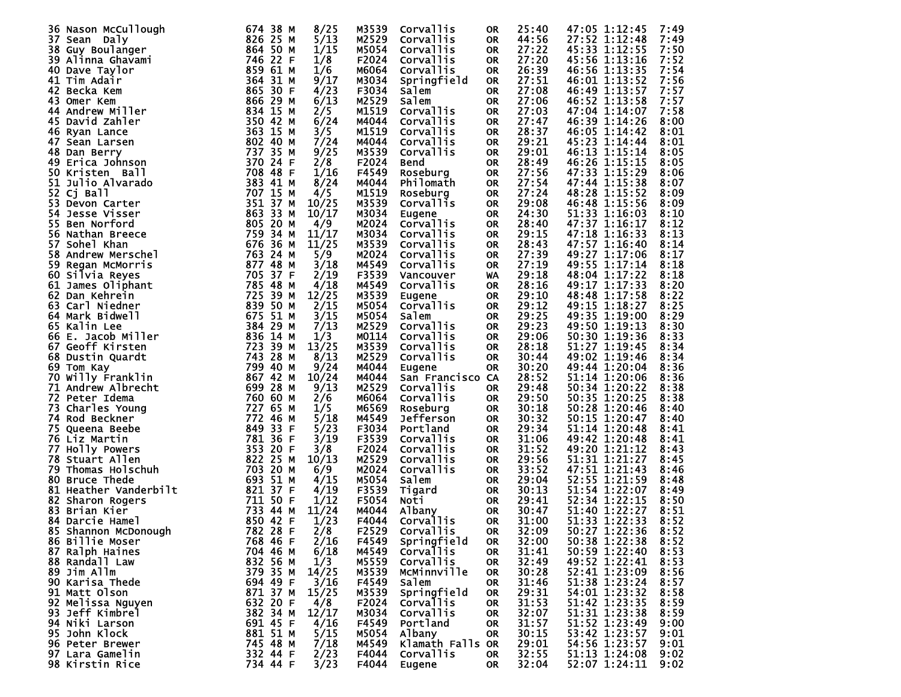| Place | Name | Bib | Age | Sex | Div Place | Division | City | State | Split 1 | Split 2 | Time | Pace |
|---|---|---|---|---|---|---|---|---|---|---|---|---|
| 36 | Nason McCullough | 674 | 38 | M | 8/25 | M3539 | Corvallis | OR | 25:40 | 47:05 | 1:12:45 | 7:49 |
| 37 | Sean Daly | 826 | 25 | M | 5/13 | M2529 | Corvallis | OR | 44:56 | 27:52 | 1:12:48 | 7:49 |
| 38 | Guy Boulanger | 864 | 50 | M | 1/15 | M5054 | Corvallis | OR | 27:22 | 45:33 | 1:12:55 | 7:50 |
| 39 | Alinna Ghavami | 746 | 22 | F | 1/8 | F2024 | Corvallis | OR | 27:20 | 45:56 | 1:13:16 | 7:52 |
| 40 | Dave Taylor | 859 | 61 | M | 1/6 | M6064 | Corvallis | OR | 26:39 | 46:56 | 1:13:35 | 7:54 |
| 41 | Tim Adair | 364 | 31 | M | 9/17 | M3034 | Springfield | OR | 27:51 | 46:01 | 1:13:52 | 7:56 |
| 42 | Becka Kem | 865 | 30 | F | 4/23 | F3034 | Salem | OR | 27:08 | 46:49 | 1:13:57 | 7:57 |
| 43 | Omer Kem | 866 | 29 | M | 6/13 | M2529 | Salem | OR | 27:06 | 46:52 | 1:13:58 | 7:57 |
| 44 | Andrew Miller | 834 | 15 | M | 2/5 | M1519 | Corvallis | OR | 27:03 | 47:04 | 1:14:07 | 7:58 |
| 45 | David Zahler | 350 | 42 | M | 6/24 | M4044 | Corvallis | OR | 27:47 | 46:39 | 1:14:26 | 8:00 |
| 46 | Ryan Lance | 363 | 15 | M | 3/5 | M1519 | Corvallis | OR | 28:37 | 46:05 | 1:14:42 | 8:01 |
| 47 | Sean Larsen | 802 | 40 | M | 7/24 | M4044 | Corvallis | OR | 29:21 | 45:23 | 1:14:44 | 8:01 |
| 48 | Dan Berry | 737 | 35 | M | 9/25 | M3539 | Corvallis | OR | 29:01 | 46:13 | 1:15:14 | 8:05 |
| 49 | Erica Johnson | 370 | 24 | F | 2/8 | F2024 | Bend | OR | 28:49 | 46:26 | 1:15:15 | 8:05 |
| 50 | Kristen Ball | 708 | 48 | F | 1/16 | F4549 | Roseburg | OR | 27:56 | 47:33 | 1:15:29 | 8:06 |
| 51 | Julio Alvarado | 383 | 41 | M | 8/24 | M4044 | Philomath | OR | 27:54 | 47:44 | 1:15:38 | 8:07 |
| 52 | Cj Ball | 707 | 15 | M | 4/5 | M1519 | Roseburg | OR | 27:24 | 48:28 | 1:15:52 | 8:09 |
| 53 | Devon Carter | 351 | 37 | M | 10/25 | M3539 | Corvallis | OR | 29:08 | 46:48 | 1:15:56 | 8:09 |
| 54 | Jesse Visser | 863 | 33 | M | 10/17 | M3034 | Eugene | OR | 24:30 | 51:33 | 1:16:03 | 8:10 |
| 55 | Ben Norford | 805 | 20 | M | 4/9 | M2024 | Corvallis | OR | 28:40 | 47:37 | 1:16:17 | 8:12 |
| 56 | Nathan Breece | 759 | 34 | M | 11/17 | M3034 | Corvallis | OR | 29:15 | 47:18 | 1:16:33 | 8:13 |
| 57 | Sohel Khan | 676 | 36 | M | 11/25 | M3539 | Corvallis | OR | 28:43 | 47:57 | 1:16:40 | 8:14 |
| 58 | Andrew Merschel | 763 | 24 | M | 5/9 | M2024 | Corvallis | OR | 27:39 | 49:27 | 1:17:06 | 8:17 |
| 59 | Regan McMorris | 877 | 48 | M | 3/18 | M4549 | Corvallis | OR | 27:19 | 49:55 | 1:17:14 | 8:18 |
| 60 | Silvia Reyes | 705 | 37 | F | 2/19 | F3539 | Vancouver | WA | 29:18 | 48:04 | 1:17:22 | 8:18 |
| 61 | James Oliphant | 785 | 48 | M | 4/18 | M4549 | Corvallis | OR | 28:16 | 49:17 | 1:17:33 | 8:20 |
| 62 | Dan Kehrein | 725 | 39 | M | 12/25 | M3539 | Eugene | OR | 29:10 | 48:48 | 1:17:58 | 8:22 |
| 63 | Carl Niedner | 839 | 50 | M | 2/15 | M5054 | Corvallis | OR | 29:12 | 49:15 | 1:18:27 | 8:25 |
| 64 | Mark Bidwell | 675 | 51 | M | 3/15 | M5054 | Salem | OR | 29:25 | 49:35 | 1:19:00 | 8:29 |
| 65 | Kalin Lee | 384 | 29 | M | 7/13 | M2529 | Corvallis | OR | 29:23 | 49:50 | 1:19:13 | 8:30 |
| 66 | E. Jacob Miller | 836 | 14 | M | 1/3 | M0114 | Corvallis | OR | 29:06 | 50:30 | 1:19:36 | 8:33 |
| 67 | Geoff Kirsten | 723 | 39 | M | 13/25 | M3539 | Corvallis | OR | 28:18 | 51:27 | 1:19:45 | 8:34 |
| 68 | Dustin Quardt | 743 | 28 | M | 8/13 | M2529 | Corvallis | OR | 30:44 | 49:02 | 1:19:46 | 8:34 |
| 69 | Tom Kay | 799 | 40 | M | 9/24 | M4044 | Eugene | OR | 30:20 | 49:44 | 1:20:04 | 8:36 |
| 70 | Willy Franklin | 867 | 42 | M | 10/24 | M4044 | San Francisco | CA | 28:52 | 51:14 | 1:20:06 | 8:36 |
| 71 | Andrew Albrecht | 699 | 28 | M | 9/13 | M2529 | Corvallis | OR | 29:48 | 50:34 | 1:20:22 | 8:38 |
| 72 | Peter Idema | 760 | 60 | M | 2/6 | M6064 | Corvallis | OR | 29:50 | 50:35 | 1:20:25 | 8:38 |
| 73 | Charles Young | 727 | 65 | M | 1/5 | M6569 | Roseburg | OR | 30:18 | 50:28 | 1:20:46 | 8:40 |
| 74 | Rod Beckner | 772 | 46 | M | 5/18 | M4549 | Jefferson | OR | 30:32 | 50:15 | 1:20:47 | 8:40 |
| 75 | Queena Beebe | 849 | 33 | F | 5/23 | F3034 | Portland | OR | 29:34 | 51:14 | 1:20:48 | 8:41 |
| 76 | Liz Martin | 781 | 36 | F | 3/19 | F3539 | Corvallis | OR | 31:06 | 49:42 | 1:20:48 | 8:41 |
| 77 | Holly Powers | 353 | 20 | F | 3/8 | F2024 | Corvallis | OR | 31:52 | 49:20 | 1:21:12 | 8:43 |
| 78 | Stuart Allen | 822 | 25 | M | 10/13 | M2529 | Corvallis | OR | 29:56 | 51:31 | 1:21:27 | 8:45 |
| 79 | Thomas Holschuh | 703 | 20 | M | 6/9 | M2024 | Corvallis | OR | 33:52 | 47:51 | 1:21:43 | 8:46 |
| 80 | Bruce Thede | 693 | 51 | M | 4/15 | M5054 | Salem | OR | 29:04 | 52:55 | 1:21:59 | 8:48 |
| 81 | Heather Vanderbilt | 821 | 37 | F | 4/19 | F3539 | Tigard | OR | 30:13 | 51:54 | 1:22:07 | 8:49 |
| 82 | Sharon Rogers | 711 | 50 | F | 1/12 | F5054 | Noti | OR | 29:41 | 52:34 | 1:22:15 | 8:50 |
| 83 | Brian Kier | 733 | 44 | M | 11/24 | M4044 | Albany | OR | 30:47 | 51:40 | 1:22:27 | 8:51 |
| 84 | Darcie Hamel | 850 | 42 | F | 1/23 | F4044 | Corvallis | OR | 31:00 | 51:33 | 1:22:33 | 8:52 |
| 85 | Shannon McDonough | 782 | 28 | F | 2/8 | F2529 | Corvallis | OR | 32:09 | 50:27 | 1:22:36 | 8:52 |
| 86 | Billie Moser | 768 | 46 | F | 2/16 | F4549 | Springfield | OR | 32:00 | 50:38 | 1:22:38 | 8:52 |
| 87 | Ralph Haines | 704 | 46 | M | 6/18 | M4549 | Corvallis | OR | 31:41 | 50:59 | 1:22:40 | 8:53 |
| 88 | Randall Law | 832 | 56 | M | 1/3 | M5559 | Corvallis | OR | 32:49 | 49:52 | 1:22:41 | 8:53 |
| 89 | Jim Allm | 379 | 35 | M | 14/25 | M3539 | McMinnville | OR | 30:28 | 52:41 | 1:23:09 | 8:56 |
| 90 | Karisa Thede | 694 | 49 | F | 3/16 | F4549 | Salem | OR | 31:46 | 51:38 | 1:23:24 | 8:57 |
| 91 | Matt Olson | 871 | 37 | M | 15/25 | M3539 | Springfield | OR | 29:31 | 54:01 | 1:23:32 | 8:58 |
| 92 | Melissa Nguyen | 632 | 20 | F | 4/8 | F2024 | Corvallis | OR | 31:53 | 51:42 | 1:23:35 | 8:59 |
| 93 | Jeff Kimbrel | 382 | 34 | M | 12/17 | M3034 | Corvallis | OR | 32:07 | 51:31 | 1:23:38 | 8:59 |
| 94 | Niki Larson | 691 | 45 | F | 4/16 | F4549 | Portland | OR | 31:57 | 51:52 | 1:23:49 | 9:00 |
| 95 | John Klock | 881 | 51 | M | 5/15 | M5054 | Albany | OR | 30:15 | 53:42 | 1:23:57 | 9:01 |
| 96 | Peter Brewer | 745 | 48 | M | 7/18 | M4549 | Klamath Falls | OR | 29:01 | 54:56 | 1:23:57 | 9:01 |
| 97 | Lara Gamelin | 332 | 44 | F | 2/23 | F4044 | Corvallis | OR | 32:55 | 51:13 | 1:24:08 | 9:02 |
| 98 | Kirstin Rice | 734 | 44 | F | 3/23 | F4044 | Eugene | OR | 32:04 | 52:07 | 1:24:11 | 9:02 |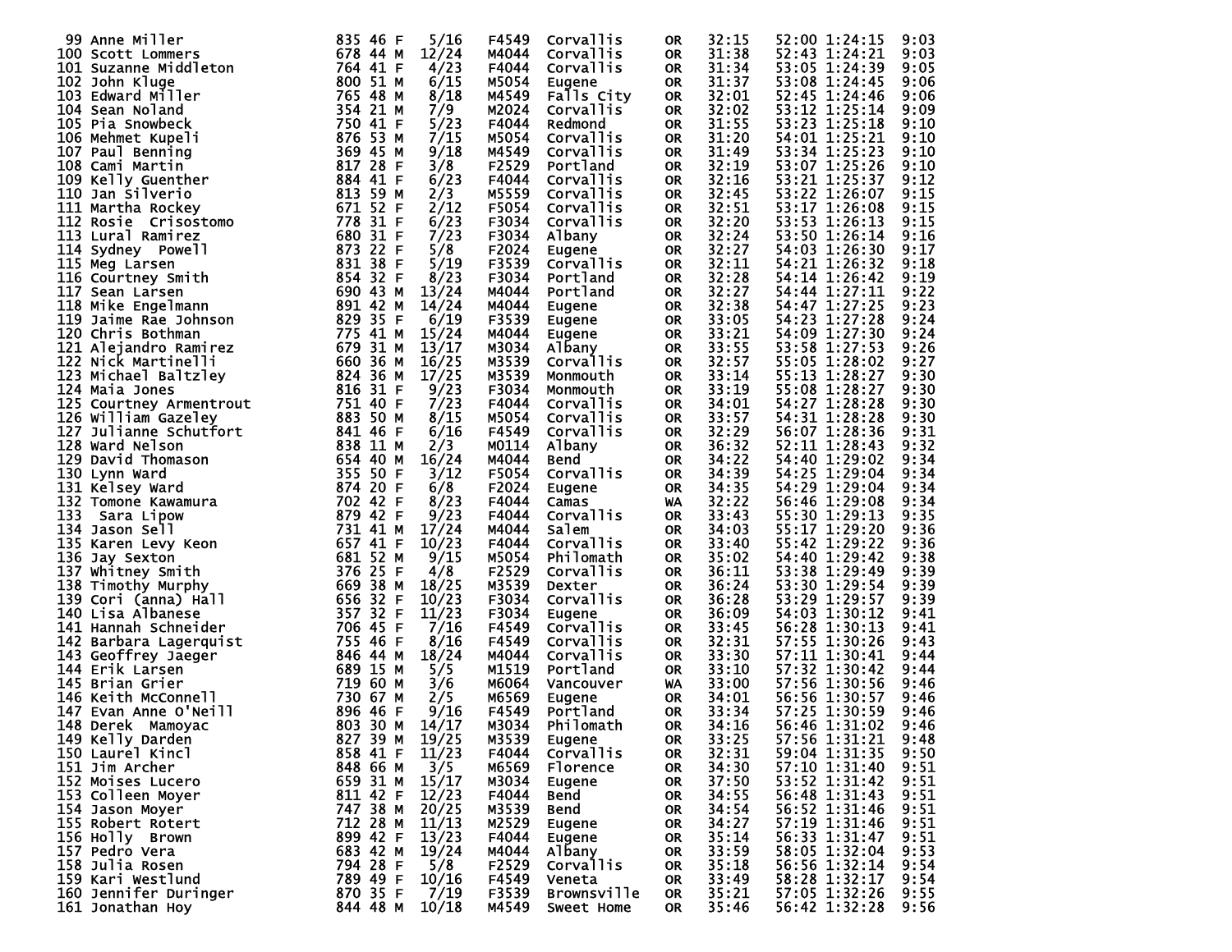| Place | Name | Bib | Age | Sex | Div Place | Division | City | State | Split 1 | Split 2 | Time | Pace |
|---|---|---|---|---|---|---|---|---|---|---|---|---|
| 99 | Anne Miller | 835 | 46 | F | 5/16 | F4549 | Corvallis | OR | 32:15 | 52:00 | 1:24:15 | 9:03 |
| 100 | Scott Lommers | 678 | 44 | M | 12/24 | M4044 | Corvallis | OR | 31:38 | 52:43 | 1:24:21 | 9:03 |
| 101 | Suzanne Middleton | 764 | 41 | F | 4/23 | F4044 | Corvallis | OR | 31:34 | 53:05 | 1:24:39 | 9:05 |
| 102 | John Kluge | 800 | 51 | M | 6/15 | M5054 | Eugene | OR | 31:37 | 53:08 | 1:24:45 | 9:06 |
| 103 | Edward Miller | 765 | 48 | M | 8/18 | M4549 | Falls City | OR | 32:01 | 52:45 | 1:24:46 | 9:06 |
| 104 | Sean Noland | 354 | 21 | M | 7/9 | M2024 | Corvallis | OR | 32:02 | 53:12 | 1:25:14 | 9:09 |
| 105 | Pia Snowbeck | 750 | 41 | F | 5/23 | F4044 | Redmond | OR | 31:55 | 53:23 | 1:25:18 | 9:10 |
| 106 | Mehmet Kupeli | 876 | 53 | M | 7/15 | M5054 | Corvallis | OR | 31:20 | 54:01 | 1:25:21 | 9:10 |
| 107 | Paul Benning | 369 | 45 | M | 9/18 | M4549 | Corvallis | OR | 31:49 | 53:34 | 1:25:23 | 9:10 |
| 108 | Cami Martin | 817 | 28 | F | 3/8 | F2529 | Portland | OR | 32:19 | 53:07 | 1:25:26 | 9:10 |
| 109 | Kelly Guenther | 884 | 41 | F | 6/23 | F4044 | Corvallis | OR | 32:16 | 53:21 | 1:25:37 | 9:12 |
| 110 | Jan Silverio | 813 | 59 | M | 2/3 | M5559 | Corvallis | OR | 32:45 | 53:22 | 1:26:07 | 9:15 |
| 111 | Martha Rockey | 671 | 52 | F | 2/12 | F5054 | Corvallis | OR | 32:51 | 53:17 | 1:26:08 | 9:15 |
| 112 | Rosie  Crisostomo | 778 | 31 | F | 6/23 | F3034 | Corvallis | OR | 32:20 | 53:53 | 1:26:13 | 9:15 |
| 113 | Lural Ramirez | 680 | 31 | F | 7/23 | F3034 | Albany | OR | 32:24 | 53:50 | 1:26:14 | 9:16 |
| 114 | Sydney  Powell | 873 | 22 | F | 5/8 | F2024 | Eugene | OR | 32:27 | 54:03 | 1:26:30 | 9:17 |
| 115 | Meg Larsen | 831 | 38 | F | 5/19 | F3539 | Corvallis | OR | 32:11 | 54:21 | 1:26:32 | 9:18 |
| 116 | Courtney Smith | 854 | 32 | F | 8/23 | F3034 | Portland | OR | 32:28 | 54:14 | 1:26:42 | 9:19 |
| 117 | Sean Larsen | 690 | 43 | M | 13/24 | M4044 | Portland | OR | 32:27 | 54:44 | 1:27:11 | 9:22 |
| 118 | Mike Engelmann | 891 | 42 | M | 14/24 | M4044 | Eugene | OR | 32:38 | 54:47 | 1:27:25 | 9:23 |
| 119 | Jaime Rae Johnson | 829 | 35 | F | 6/19 | F3539 | Eugene | OR | 33:05 | 54:23 | 1:27:28 | 9:24 |
| 120 | Chris Bothman | 775 | 41 | M | 15/24 | M4044 | Eugene | OR | 33:21 | 54:09 | 1:27:30 | 9:24 |
| 121 | Alejandro Ramirez | 679 | 31 | M | 13/17 | M3034 | Albany | OR | 33:55 | 53:58 | 1:27:53 | 9:26 |
| 122 | Nick Martinelli | 660 | 36 | M | 16/25 | M3539 | Corvallis | OR | 32:57 | 55:05 | 1:28:02 | 9:27 |
| 123 | Michael Baltzley | 824 | 36 | M | 17/25 | M3539 | Monmouth | OR | 33:14 | 55:13 | 1:28:27 | 9:30 |
| 124 | Maia Jones | 816 | 31 | F | 9/23 | F3034 | Monmouth | OR | 33:19 | 55:08 | 1:28:27 | 9:30 |
| 125 | Courtney Armentrout | 751 | 40 | F | 7/23 | F4044 | Corvallis | OR | 34:01 | 54:27 | 1:28:28 | 9:30 |
| 126 | William Gazeley | 883 | 50 | M | 8/15 | M5054 | Corvallis | OR | 33:57 | 54:31 | 1:28:28 | 9:30 |
| 127 | Julianne Schutfort | 841 | 46 | F | 6/16 | F4549 | Corvallis | OR | 32:29 | 56:07 | 1:28:36 | 9:31 |
| 128 | Ward Nelson | 838 | 11 | M | 2/3 | M0114 | Albany | OR | 36:32 | 52:11 | 1:28:43 | 9:32 |
| 129 | David Thomason | 654 | 40 | M | 16/24 | M4044 | Bend | OR | 34:22 | 54:40 | 1:29:02 | 9:34 |
| 130 | Lynn Ward | 355 | 50 | F | 3/12 | F5054 | Corvallis | OR | 34:39 | 54:25 | 1:29:04 | 9:34 |
| 131 | Kelsey Ward | 874 | 20 | F | 6/8 | F2024 | Eugene | OR | 34:35 | 54:29 | 1:29:04 | 9:34 |
| 132 | Tomone Kawamura | 702 | 42 | F | 8/23 | F4044 | Camas | WA | 32:22 | 56:46 | 1:29:08 | 9:34 |
| 133 | Sara Lipow | 879 | 42 | F | 9/23 | F4044 | Corvallis | OR | 33:43 | 55:30 | 1:29:13 | 9:35 |
| 134 | Jason Sell | 731 | 41 | M | 17/24 | M4044 | Salem | OR | 34:03 | 55:17 | 1:29:20 | 9:36 |
| 135 | Karen Levy Keon | 657 | 41 | F | 10/23 | F4044 | Corvallis | OR | 33:40 | 55:42 | 1:29:22 | 9:36 |
| 136 | Jay Sexton | 681 | 52 | M | 9/15 | M5054 | Philomath | OR | 35:02 | 54:40 | 1:29:42 | 9:38 |
| 137 | Whitney Smith | 376 | 25 | F | 4/8 | F2529 | Corvallis | OR | 36:11 | 53:38 | 1:29:49 | 9:39 |
| 138 | Timothy Murphy | 669 | 38 | M | 18/25 | M3539 | Dexter | OR | 36:24 | 53:30 | 1:29:54 | 9:39 |
| 139 | Cori (anna) Hall | 656 | 32 | F | 10/23 | F3034 | Corvallis | OR | 36:28 | 53:29 | 1:29:57 | 9:39 |
| 140 | Lisa Albanese | 357 | 32 | F | 11/23 | F3034 | Eugene | OR | 36:09 | 54:03 | 1:30:12 | 9:41 |
| 141 | Hannah Schneider | 706 | 45 | F | 7/16 | F4549 | Corvallis | OR | 33:45 | 56:28 | 1:30:13 | 9:41 |
| 142 | Barbara Lagerquist | 755 | 46 | F | 8/16 | F4549 | Corvallis | OR | 32:31 | 57:55 | 1:30:26 | 9:43 |
| 143 | Geoffrey Jaeger | 846 | 44 | M | 18/24 | M4044 | Corvallis | OR | 33:30 | 57:11 | 1:30:41 | 9:44 |
| 144 | Erik Larsen | 689 | 15 | M | 5/5 | M1519 | Portland | OR | 33:10 | 57:32 | 1:30:42 | 9:44 |
| 145 | Brian Grier | 719 | 60 | M | 3/6 | M6064 | Vancouver | WA | 33:00 | 57:56 | 1:30:56 | 9:46 |
| 146 | Keith McConnell | 730 | 67 | M | 2/5 | M6569 | Eugene | OR | 34:01 | 56:56 | 1:30:57 | 9:46 |
| 147 | Evan Anne O'Neill | 896 | 46 | F | 9/16 | F4549 | Portland | OR | 33:34 | 57:25 | 1:30:59 | 9:46 |
| 148 | Derek  Mamoyac | 803 | 30 | M | 14/17 | M3034 | Philomath | OR | 34:16 | 56:46 | 1:31:02 | 9:46 |
| 149 | Kelly Darden | 827 | 39 | M | 19/25 | M3539 | Eugene | OR | 33:25 | 57:56 | 1:31:21 | 9:48 |
| 150 | Laurel Kincl | 858 | 41 | F | 11/23 | F4044 | Corvallis | OR | 32:31 | 59:04 | 1:31:35 | 9:50 |
| 151 | Jim Archer | 848 | 66 | M | 3/5 | M6569 | Florence | OR | 34:30 | 57:10 | 1:31:40 | 9:51 |
| 152 | Moises Lucero | 659 | 31 | M | 15/17 | M3034 | Eugene | OR | 37:50 | 53:52 | 1:31:42 | 9:51 |
| 153 | Colleen Moyer | 811 | 42 | F | 12/23 | F4044 | Bend | OR | 34:55 | 56:48 | 1:31:43 | 9:51 |
| 154 | Jason Moyer | 747 | 38 | M | 20/25 | M3539 | Bend | OR | 34:54 | 56:52 | 1:31:46 | 9:51 |
| 155 | Robert Rotert | 712 | 28 | M | 11/13 | M2529 | Eugene | OR | 34:27 | 57:19 | 1:31:46 | 9:51 |
| 156 | Holly  Brown | 899 | 42 | F | 13/23 | F4044 | Eugene | OR | 35:14 | 56:33 | 1:31:47 | 9:51 |
| 157 | Pedro Vera | 683 | 42 | M | 19/24 | M4044 | Albany | OR | 33:59 | 58:05 | 1:32:04 | 9:53 |
| 158 | Julia Rosen | 794 | 28 | F | 5/8 | F2529 | Corvallis | OR | 35:18 | 56:56 | 1:32:14 | 9:54 |
| 159 | Kari Westlund | 789 | 49 | F | 10/16 | F4549 | Veneta | OR | 33:49 | 58:28 | 1:32:17 | 9:54 |
| 160 | Jennifer Duringer | 870 | 35 | F | 7/19 | F3539 | Brownsville | OR | 35:21 | 57:05 | 1:32:26 | 9:55 |
| 161 | Jonathan Hoy | 844 | 48 | M | 10/18 | M4549 | Sweet Home | OR | 35:46 | 56:42 | 1:32:28 | 9:56 |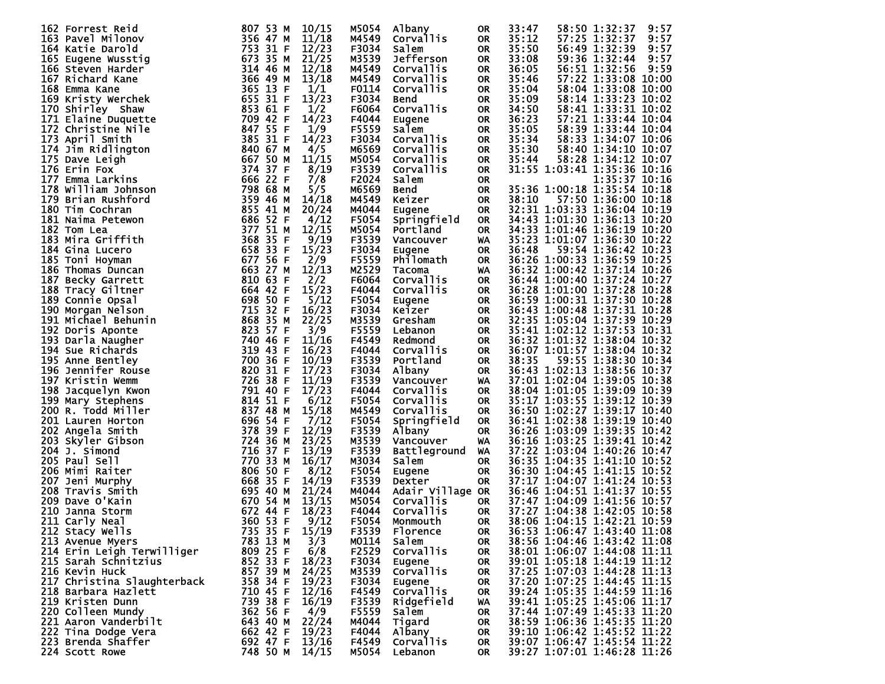| Place | Name | Bib | Age | Sex | Div Place | Division | City | State | Split 1 | Split 2 | Time | Pace |
|---|---|---|---|---|---|---|---|---|---|---|---|---|
| 162 | Forrest Reid | 807 | 53 | M | 10/15 | M5054 | Albany | OR | 33:47 | 58:50 | 1:32:37 | 9:57 |
| 163 | Pavel Milonov | 356 | 47 | M | 11/18 | M4549 | Corvallis | OR | 35:12 | 57:25 | 1:32:37 | 9:57 |
| 164 | Katie Darold | 753 | 31 | F | 12/23 | F3034 | Salem | OR | 35:50 | 56:49 | 1:32:39 | 9:57 |
| 165 | Eugene Wusstig | 673 | 35 | M | 21/25 | M3539 | Jefferson | OR | 33:08 | 59:36 | 1:32:44 | 9:57 |
| 166 | Steven Harder | 314 | 46 | M | 12/18 | M4549 | Corvallis | OR | 36:05 | 56:51 | 1:32:56 | 9:59 |
| 167 | Richard Kane | 366 | 49 | M | 13/18 | M4549 | Corvallis | OR | 35:46 | 57:22 | 1:33:08 | 10:00 |
| 168 | Emma Kane | 365 | 13 | F | 1/1 | F0114 | Corvallis | OR | 35:04 | 58:04 | 1:33:08 | 10:00 |
| 169 | Kristy Werchek | 655 | 31 | F | 13/23 | F3034 | Bend | OR | 35:09 | 58:14 | 1:33:23 | 10:02 |
| 170 | Shirley Shaw | 853 | 61 | F | 1/2 | F6064 | Corvallis | OR | 34:50 | 58:41 | 1:33:31 | 10:02 |
| 171 | Elaine Duquette | 709 | 42 | F | 14/23 | F4044 | Eugene | OR | 36:23 | 57:21 | 1:33:44 | 10:04 |
| 172 | Christine Nile | 847 | 55 | F | 1/9 | F5559 | Salem | OR | 35:05 | 58:39 | 1:33:44 | 10:04 |
| 173 | April Smith | 385 | 31 | F | 14/23 | F3034 | Corvallis | OR | 35:34 | 58:33 | 1:34:07 | 10:06 |
| 174 | Jim Ridlington | 840 | 67 | M | 4/5 | M6569 | Corvallis | OR | 35:30 | 58:40 | 1:34:10 | 10:07 |
| 175 | Dave Leigh | 667 | 50 | M | 11/15 | M5054 | Corvallis | OR | 35:44 | 58:28 | 1:34:12 | 10:07 |
| 176 | Erin Fox | 374 | 37 | F | 8/19 | F3539 | Corvallis | OR | 31:55 | 1:03:41 | 1:35:36 | 10:16 |
| 177 | Emma Larkins | 666 | 22 | F | 7/8 | F2024 | Salem | OR | | | 1:35:37 | 10:16 |
| 178 | William Johnson | 798 | 68 | M | 5/5 | M6569 | Bend | OR | 35:36 | 1:00:18 | 1:35:54 | 10:18 |
| 179 | Brian Rushford | 359 | 46 | M | 14/18 | M4549 | Keizer | OR | 38:10 | 57:50 | 1:36:00 | 10:18 |
| 180 | Tim Cochran | 855 | 41 | M | 20/24 | M4044 | Eugene | OR | 32:31 | 1:03:33 | 1:36:04 | 10:19 |
| 181 | Naima Petewon | 686 | 52 | F | 4/12 | F5054 | Springfield | OR | 34:43 | 1:01:30 | 1:36:13 | 10:20 |
| 182 | Tom Lea | 377 | 51 | M | 12/15 | M5054 | Portland | OR | 34:33 | 1:01:46 | 1:36:19 | 10:20 |
| 183 | Mira Griffith | 368 | 35 | F | 9/19 | F3539 | Vancouver | WA | 35:23 | 1:01:07 | 1:36:30 | 10:22 |
| 184 | Gina Lucero | 658 | 33 | F | 15/23 | F3034 | Eugene | OR | 36:48 | 59:54 | 1:36:42 | 10:23 |
| 185 | Toni Hoyman | 677 | 56 | F | 2/9 | F5559 | Philomath | OR | 36:26 | 1:00:33 | 1:36:59 | 10:25 |
| 186 | Thomas Duncan | 663 | 27 | M | 12/13 | M2529 | Tacoma | WA | 36:32 | 1:00:42 | 1:37:14 | 10:26 |
| 187 | Becky Garrett | 810 | 63 | F | 2/2 | F6064 | Corvallis | OR | 36:44 | 1:00:40 | 1:37:24 | 10:27 |
| 188 | Tracy Giltner | 664 | 42 | F | 15/23 | F4044 | Corvallis | OR | 36:28 | 1:01:00 | 1:37:28 | 10:28 |
| 189 | Connie Opsal | 698 | 50 | F | 5/12 | F5054 | Eugene | OR | 36:59 | 1:00:31 | 1:37:30 | 10:28 |
| 190 | Morgan Nelson | 715 | 32 | F | 16/23 | F3034 | Keizer | OR | 36:43 | 1:00:48 | 1:37:31 | 10:28 |
| 191 | Michael Behunin | 868 | 35 | M | 22/25 | M3539 | Gresham | OR | 32:35 | 1:05:04 | 1:37:39 | 10:29 |
| 192 | Doris Aponte | 823 | 57 | F | 3/9 | F5559 | Lebanon | OR | 35:41 | 1:02:12 | 1:37:53 | 10:31 |
| 193 | Darla Naugher | 740 | 46 | F | 11/16 | F4549 | Redmond | OR | 36:32 | 1:01:32 | 1:38:04 | 10:32 |
| 194 | Sue Richards | 319 | 43 | F | 16/23 | F4044 | Corvallis | OR | 36:07 | 1:01:57 | 1:38:04 | 10:32 |
| 195 | Anne Bentley | 700 | 36 | F | 10/19 | F3539 | Portland | OR | 38:35 | 59:55 | 1:38:30 | 10:34 |
| 196 | Jennifer Rouse | 820 | 31 | F | 17/23 | F3034 | Albany | OR | 36:43 | 1:02:13 | 1:38:56 | 10:37 |
| 197 | Kristin Wemm | 726 | 38 | F | 11/19 | F3539 | Vancouver | WA | 37:01 | 1:02:04 | 1:39:05 | 10:38 |
| 198 | Jacquelyn Kwon | 791 | 40 | F | 17/23 | F4044 | Corvallis | OR | 38:04 | 1:01:05 | 1:39:09 | 10:39 |
| 199 | Mary Stephens | 814 | 51 | F | 6/12 | F5054 | Corvallis | OR | 35:17 | 1:03:55 | 1:39:12 | 10:39 |
| 200 | R. Todd Miller | 837 | 48 | M | 15/18 | M4549 | Corvallis | OR | 36:50 | 1:02:27 | 1:39:17 | 10:40 |
| 201 | Lauren Horton | 696 | 54 | F | 7/12 | F5054 | Springfield | OR | 36:41 | 1:02:38 | 1:39:19 | 10:40 |
| 202 | Angela Smith | 378 | 39 | F | 12/19 | F3539 | Albany | OR | 36:26 | 1:03:09 | 1:39:35 | 10:42 |
| 203 | Skyler Gibson | 724 | 36 | M | 23/25 | M3539 | Vancouver | WA | 36:16 | 1:03:25 | 1:39:41 | 10:42 |
| 204 | J. Simond | 716 | 37 | F | 13/19 | F3539 | Battleground | WA | 37:22 | 1:03:04 | 1:40:26 | 10:47 |
| 205 | Paul Sell | 770 | 33 | M | 16/17 | M3034 | Salem | OR | 36:35 | 1:04:35 | 1:41:10 | 10:52 |
| 206 | Mimi Raiter | 806 | 50 | F | 8/12 | F5054 | Eugene | OR | 36:30 | 1:04:45 | 1:41:15 | 10:52 |
| 207 | Jeni Murphy | 668 | 35 | F | 14/19 | F3539 | Dexter | OR | 37:17 | 1:04:07 | 1:41:24 | 10:53 |
| 208 | Travis Smith | 695 | 40 | M | 21/24 | M4044 | Adair Village | OR | 36:46 | 1:04:51 | 1:41:37 | 10:55 |
| 209 | Dave O'Kain | 670 | 54 | M | 13/15 | M5054 | Corvallis | OR | 37:47 | 1:04:09 | 1:41:56 | 10:57 |
| 210 | Janna Storm | 672 | 44 | F | 18/23 | F4044 | Corvallis | OR | 37:27 | 1:04:38 | 1:42:05 | 10:58 |
| 211 | Carly Neal | 360 | 53 | F | 9/12 | F5054 | Monmouth | OR | 38:06 | 1:04:15 | 1:42:21 | 10:59 |
| 212 | Stacy Wells | 735 | 35 | F | 15/19 | F3539 | Florence | OR | 36:53 | 1:06:47 | 1:43:40 | 11:08 |
| 213 | Avenue Myers | 783 | 13 | M | 3/3 | M0114 | Salem | OR | 38:56 | 1:04:46 | 1:43:42 | 11:08 |
| 214 | Erin Leigh Terwilliger | 809 | 25 | F | 6/8 | F2529 | Corvallis | OR | 38:01 | 1:06:07 | 1:44:08 | 11:11 |
| 215 | Sarah Schnitzius | 852 | 33 | F | 18/23 | F3034 | Eugene | OR | 39:01 | 1:05:18 | 1:44:19 | 11:12 |
| 216 | Kevin Huck | 857 | 39 | M | 24/25 | M3539 | Corvallis | OR | 37:25 | 1:07:03 | 1:44:28 | 11:13 |
| 217 | Christina Slaughterback | 358 | 34 | F | 19/23 | F3034 | Eugene | OR | 37:20 | 1:07:25 | 1:44:45 | 11:15 |
| 218 | Barbara Hazlett | 710 | 45 | F | 12/16 | F4549 | Corvallis | OR | 39:24 | 1:05:35 | 1:44:59 | 11:16 |
| 219 | Kristen Dunn | 739 | 38 | F | 16/19 | F3539 | Ridgefield | WA | 39:41 | 1:05:25 | 1:45:06 | 11:17 |
| 220 | Colleen Mundy | 362 | 56 | F | 4/9 | F5559 | Salem | OR | 37:44 | 1:07:49 | 1:45:33 | 11:20 |
| 221 | Aaron Vanderbilt | 643 | 40 | M | 22/24 | M4044 | Tigard | OR | 38:59 | 1:06:36 | 1:45:35 | 11:20 |
| 222 | Tina Dodge Vera | 662 | 42 | F | 19/23 | F4044 | Albany | OR | 39:10 | 1:06:42 | 1:45:52 | 11:22 |
| 223 | Brenda Shaffer | 692 | 47 | F | 13/16 | F4549 | Corvallis | OR | 39:07 | 1:06:47 | 1:45:54 | 11:22 |
| 224 | Scott Rowe | 748 | 50 | M | 14/15 | M5054 | Lebanon | OR | 39:27 | 1:07:01 | 1:46:28 | 11:26 |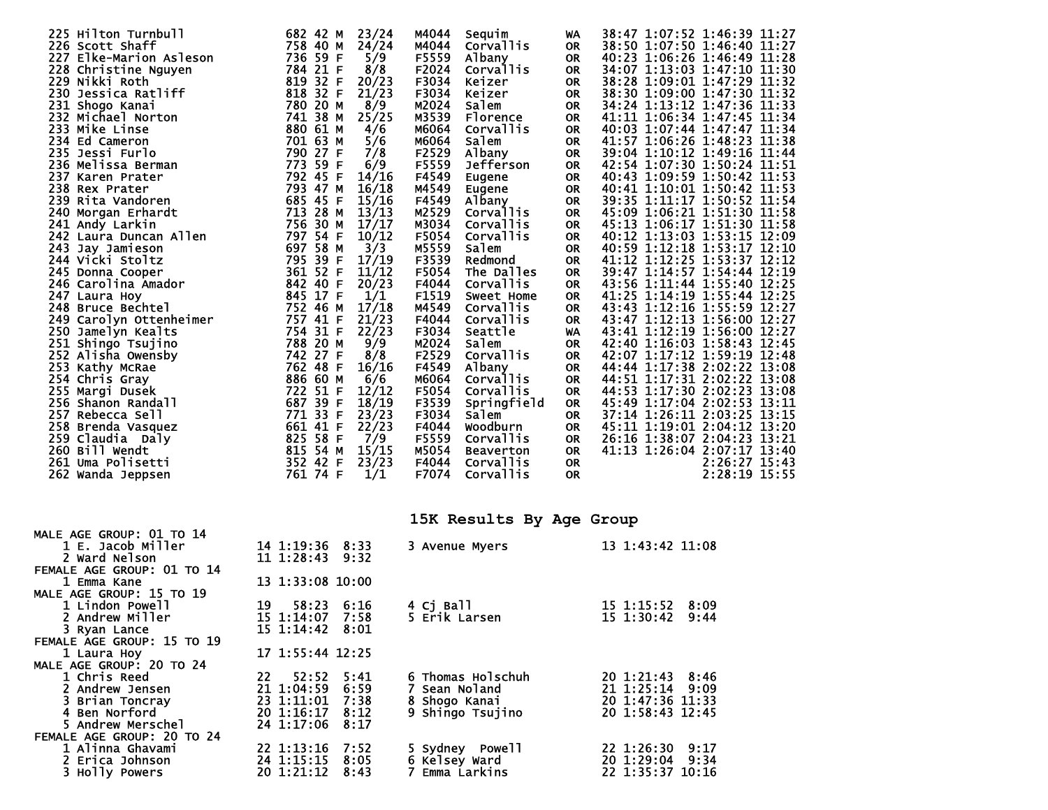| Place | Name | Bib | Age | Sex | Div Place | Division | City | State | Split 1 | Split 2 | Time | Pace |
|---|---|---|---|---|---|---|---|---|---|---|---|---|
| 225 | Hilton Turnbull | 682 | 42 | M | 23/24 | M4044 | Sequim | WA | 38:47 | 1:07:52 | 1:46:39 | 11:27 |
| 226 | Scott Shaff | 758 | 40 | M | 24/24 | M4044 | Corvallis | OR | 38:50 | 1:07:50 | 1:46:40 | 11:27 |
| 227 | Elke-Marion Asleson | 736 | 59 | F | 5/9 | F5559 | Albany | OR | 40:23 | 1:06:26 | 1:46:49 | 11:28 |
| 228 | Christine Nguyen | 784 | 21 | F | 8/8 | F2024 | Corvallis | OR | 34:07 | 1:13:03 | 1:47:10 | 11:30 |
| 229 | Nikki Roth | 819 | 32 | F | 20/23 | F3034 | Keizer | OR | 38:28 | 1:09:01 | 1:47:29 | 11:32 |
| 230 | Jessica Ratliff | 818 | 32 | F | 21/23 | F3034 | Keizer | OR | 38:30 | 1:09:00 | 1:47:30 | 11:32 |
| 231 | Shogo Kanai | 780 | 20 | M | 8/9 | M2024 | Salem | OR | 34:24 | 1:13:12 | 1:47:36 | 11:33 |
| 232 | Michael Norton | 741 | 38 | M | 25/25 | M3539 | Florence | OR | 41:11 | 1:06:34 | 1:47:45 | 11:34 |
| 233 | Mike Linse | 880 | 61 | M | 4/6 | M6064 | Corvallis | OR | 40:03 | 1:07:44 | 1:47:47 | 11:34 |
| 234 | Ed Cameron | 701 | 63 | M | 5/6 | M6064 | Salem | OR | 41:57 | 1:06:26 | 1:48:23 | 11:38 |
| 235 | Jessi Furlo | 790 | 27 | F | 7/8 | F2529 | Albany | OR | 39:04 | 1:10:12 | 1:49:16 | 11:44 |
| 236 | Melissa Berman | 773 | 59 | F | 6/9 | F5559 | Jefferson | OR | 42:54 | 1:07:30 | 1:50:24 | 11:51 |
| 237 | Karen Prater | 792 | 45 | F | 14/16 | F4549 | Eugene | OR | 40:43 | 1:09:59 | 1:50:42 | 11:53 |
| 238 | Rex Prater | 793 | 47 | M | 16/18 | M4549 | Eugene | OR | 40:41 | 1:10:01 | 1:50:42 | 11:53 |
| 239 | Rita Vandoren | 685 | 45 | F | 15/16 | F4549 | Albany | OR | 39:35 | 1:11:17 | 1:50:52 | 11:54 |
| 240 | Morgan Erhardt | 713 | 28 | M | 13/13 | M2529 | Corvallis | OR | 45:09 | 1:06:21 | 1:51:30 | 11:58 |
| 241 | Andy Larkin | 756 | 30 | M | 17/17 | M3034 | Corvallis | OR | 45:13 | 1:06:17 | 1:51:30 | 11:58 |
| 242 | Laura Duncan Allen | 797 | 54 | F | 10/12 | F5054 | Corvallis | OR | 40:12 | 1:13:03 | 1:53:15 | 12:09 |
| 243 | Jay Jamieson | 697 | 58 | M | 3/3 | M5559 | Salem | OR | 40:59 | 1:12:18 | 1:53:17 | 12:10 |
| 244 | Vicki Stoltz | 795 | 39 | F | 17/19 | F3539 | Redmond | OR | 41:12 | 1:12:25 | 1:53:37 | 12:12 |
| 245 | Donna Cooper | 361 | 52 | F | 11/12 | F5054 | The Dalles | OR | 39:47 | 1:14:57 | 1:54:44 | 12:19 |
| 246 | Carolina Amador | 842 | 40 | F | 20/23 | F4044 | Corvallis | OR | 43:56 | 1:11:44 | 1:55:40 | 12:25 |
| 247 | Laura Hoy | 845 | 17 | F | 1/1 | F1519 | Sweet Home | OR | 41:25 | 1:14:19 | 1:55:44 | 12:25 |
| 248 | Bruce Bechtel | 752 | 46 | M | 17/18 | M4549 | Corvallis | OR | 43:43 | 1:12:16 | 1:55:59 | 12:27 |
| 249 | Carolyn Ottenheimer | 757 | 41 | F | 21/23 | F4044 | Corvallis | OR | 43:47 | 1:12:13 | 1:56:00 | 12:27 |
| 250 | Jamelyn Kealts | 754 | 31 | F | 22/23 | F3034 | Seattle | WA | 43:41 | 1:12:19 | 1:56:00 | 12:27 |
| 251 | Shingo Tsujino | 788 | 20 | M | 9/9 | M2024 | Salem | OR | 42:40 | 1:16:03 | 1:58:43 | 12:45 |
| 252 | Alisha Owensby | 742 | 27 | F | 8/8 | F2529 | Corvallis | OR | 42:07 | 1:17:12 | 1:59:19 | 12:48 |
| 253 | Kathy McRae | 762 | 48 | F | 16/16 | F4549 | Albany | OR | 44:44 | 1:17:38 | 2:02:22 | 13:08 |
| 254 | Chris Gray | 886 | 60 | M | 6/6 | M6064 | Corvallis | OR | 44:51 | 1:17:31 | 2:02:22 | 13:08 |
| 255 | Margi Dusek | 722 | 51 | F | 12/12 | F5054 | Corvallis | OR | 44:53 | 1:17:30 | 2:02:23 | 13:08 |
| 256 | Shanon Randall | 687 | 39 | F | 18/19 | F3539 | Springfield | OR | 45:49 | 1:17:04 | 2:02:53 | 13:11 |
| 257 | Rebecca Sell | 771 | 33 | F | 23/23 | F3034 | Salem | OR | 37:14 | 1:26:11 | 2:03:25 | 13:15 |
| 258 | Brenda Vasquez | 661 | 41 | F | 22/23 | F4044 | Woodburn | OR | 45:11 | 1:19:01 | 2:04:12 | 13:20 |
| 259 | Claudia Daly | 825 | 58 | F | 7/9 | F5559 | Corvallis | OR | 26:16 | 1:38:07 | 2:04:23 | 13:21 |
| 260 | Bill Wendt | 815 | 54 | M | 15/15 | M5054 | Beaverton | OR | 41:13 | 1:26:04 | 2:07:17 | 13:40 |
| 261 | Uma Polisetti | 352 | 42 | F | 23/23 | F4044 | Corvallis | OR | | | 2:26:27 | 15:43 |
| 262 | Wanda Jeppsen | 761 | 74 | F | 1/1 | F7074 | Corvallis | OR | | | 2:28:19 | 15:55 |

## 15K Results By Age Group

**MALE AGE GROUP: 01 TO 14**

| Place | Name | Age | Time | Pace |
|---|---|---|---|---|
| 1 | E. Jacob Miller | 14 | 1:19:36 | 8:33 |
| 2 | Ward Nelson | 11 | 1:28:43 | 9:32 |
| 3 | Avenue Myers | 13 | 1:43:42 | 11:08 |

**FEMALE AGE GROUP: 01 TO 14**

| Place | Name | Age | Time | Pace |
|---|---|---|---|---|
| 1 | Emma Kane | 13 | 1:33:08 | 10:00 |

**MALE AGE GROUP: 15 TO 19**

| Place | Name | Age | Time | Pace |
|---|---|---|---|---|
| 1 | Lindon Powell | 19 | 58:23 | 6:16 |
| 2 | Andrew Miller | 15 | 1:14:07 | 7:58 |
| 3 | Ryan Lance | 15 | 1:14:42 | 8:01 |
| 4 | Cj Ball | 15 | 1:15:52 | 8:09 |
| 5 | Erik Larsen | 15 | 1:30:42 | 9:44 |

**FEMALE AGE GROUP: 15 TO 19**

| Place | Name | Age | Time | Pace |
|---|---|---|---|---|
| 1 | Laura Hoy | 17 | 1:55:44 | 12:25 |

**MALE AGE GROUP: 20 TO 24**

| Place | Name | Age | Time | Pace |
|---|---|---|---|---|
| 1 | Chris Reed | 22 | 52:52 | 5:41 |
| 2 | Andrew Jensen | 21 | 1:04:59 | 6:59 |
| 3 | Brian Toncray | 23 | 1:11:01 | 7:38 |
| 4 | Ben Norford | 20 | 1:16:17 | 8:12 |
| 5 | Andrew Merschel | 24 | 1:17:06 | 8:17 |
| 6 | Thomas Holschuh | 20 | 1:21:43 | 8:46 |
| 7 | Sean Noland | 21 | 1:25:14 | 9:09 |
| 8 | Shogo Kanai | 20 | 1:47:36 | 11:33 |
| 9 | Shingo Tsujino | 20 | 1:58:43 | 12:45 |

**FEMALE AGE GROUP: 20 TO 24**

| Place | Name | Age | Time | Pace |
|---|---|---|---|---|
| 1 | Alinna Ghavami | 22 | 1:13:16 | 7:52 |
| 2 | Erica Johnson | 24 | 1:15:15 | 8:05 |
| 3 | Holly Powers | 20 | 1:21:12 | 8:43 |
| 5 | Sydney Powell | 22 | 1:26:30 | 9:17 |
| 6 | Kelsey Ward | 20 | 1:29:04 | 9:34 |
| 7 | Emma Larkins | 22 | 1:35:37 | 10:16 |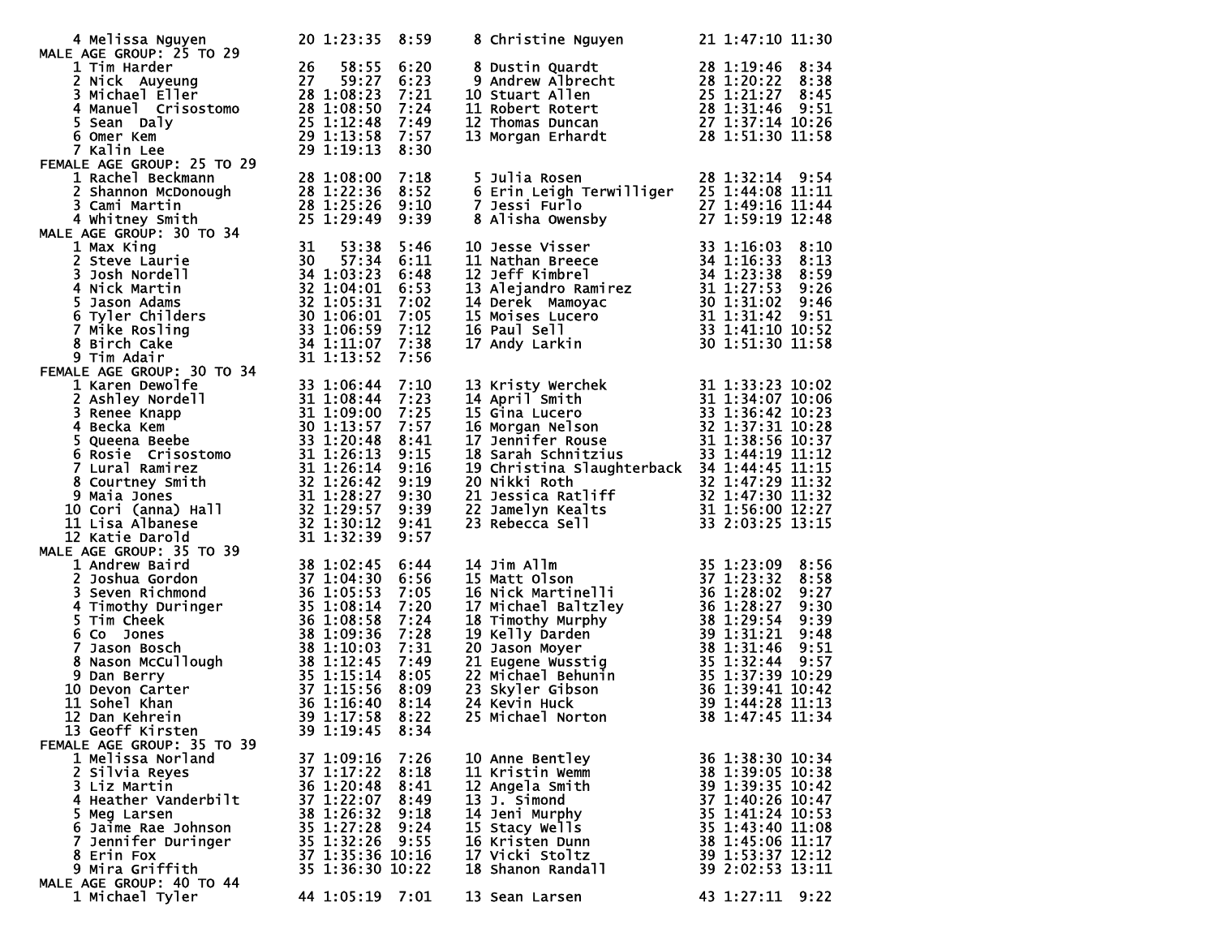| Place | Name | Age | Time | Pace | Place | Name | Age | Time | Pace |
|---|---|---|---|---|---|---|---|---|---|
| 4 | Melissa Nguyen | 20 | 1:23:35 | 8:59 | 8 | Christine Nguyen | 21 | 1:47:10 | 11:30 |

## MALE AGE GROUP: 25 TO 29

| Place | Name | Age | Time | Pace | Place | Name | Age | Time | Pace |
|---|---|---|---|---|---|---|---|---|---|
| 1 | Tim Harder | 26 | 58:55 | 6:20 | 8 | Dustin Quardt | 28 | 1:19:46 | 8:34 |
| 2 | Nick Auyeung | 27 | 59:27 | 6:23 | 9 | Andrew Albrecht | 28 | 1:20:22 | 8:38 |
| 3 | Michael Eller | 28 | 1:08:23 | 7:21 | 10 | Stuart Allen | 25 | 1:21:27 | 8:45 |
| 4 | Manuel Crisostomo | 28 | 1:08:50 | 7:24 | 11 | Robert Rotert | 28 | 1:31:46 | 9:51 |
| 5 | Sean Daly | 25 | 1:12:48 | 7:49 | 12 | Thomas Duncan | 27 | 1:37:14 | 10:26 |
| 6 | Omer Kem | 29 | 1:13:58 | 7:57 | 13 | Morgan Erhardt | 28 | 1:51:30 | 11:58 |
| 7 | Kalin Lee | 29 | 1:19:13 | 8:30 | | | | | |

## FEMALE AGE GROUP: 25 TO 29

| Place | Name | Age | Time | Pace | Place | Name | Age | Time | Pace |
|---|---|---|---|---|---|---|---|---|---|
| 1 | Rachel Beckmann | 28 | 1:08:00 | 7:18 | 5 | Julia Rosen | 28 | 1:32:14 | 9:54 |
| 2 | Shannon McDonough | 28 | 1:22:36 | 8:52 | 6 | Erin Leigh Terwilliger | 25 | 1:44:08 | 11:11 |
| 3 | Cami Martin | 28 | 1:25:26 | 9:10 | 7 | Jessi Furlo | 27 | 1:49:16 | 11:44 |
| 4 | Whitney Smith | 25 | 1:29:49 | 9:39 | 8 | Alisha Owensby | 27 | 1:59:19 | 12:48 |

## MALE AGE GROUP: 30 TO 34

| Place | Name | Age | Time | Pace | Place | Name | Age | Time | Pace |
|---|---|---|---|---|---|---|---|---|---|
| 1 | Max King | 31 | 53:38 | 5:46 | 10 | Jesse Visser | 33 | 1:16:03 | 8:10 |
| 2 | Steve Laurie | 30 | 57:34 | 6:11 | 11 | Nathan Breece | 34 | 1:16:33 | 8:13 |
| 3 | Josh Nordell | 34 | 1:03:23 | 6:48 | 12 | Jeff Kimbrel | 34 | 1:23:38 | 8:59 |
| 4 | Nick Martin | 32 | 1:04:01 | 6:53 | 13 | Alejandro Ramirez | 31 | 1:27:53 | 9:26 |
| 5 | Jason Adams | 32 | 1:05:31 | 7:02 | 14 | Derek Mamoyac | 30 | 1:31:02 | 9:46 |
| 6 | Tyler Childers | 30 | 1:06:01 | 7:05 | 15 | Moises Lucero | 31 | 1:31:42 | 9:51 |
| 7 | Mike Rosling | 33 | 1:06:59 | 7:12 | 16 | Paul Sell | 33 | 1:41:10 | 10:52 |
| 8 | Birch Cake | 34 | 1:11:07 | 7:38 | 17 | Andy Larkin | 30 | 1:51:30 | 11:58 |
| 9 | Tim Adair | 31 | 1:13:52 | 7:56 | | | | | |

## FEMALE AGE GROUP: 30 TO 34

| Place | Name | Age | Time | Pace | Place | Name | Age | Time | Pace |
|---|---|---|---|---|---|---|---|---|---|
| 1 | Karen Dewolfe | 33 | 1:06:44 | 7:10 | 13 | Kristy Werchek | 31 | 1:33:23 | 10:02 |
| 2 | Ashley Nordell | 31 | 1:08:44 | 7:23 | 14 | April Smith | 31 | 1:34:07 | 10:06 |
| 3 | Renee Knapp | 31 | 1:09:00 | 7:25 | 15 | Gina Lucero | 33 | 1:36:42 | 10:23 |
| 4 | Becka Kem | 30 | 1:13:57 | 7:57 | 16 | Morgan Nelson | 32 | 1:37:31 | 10:28 |
| 5 | Queena Beebe | 33 | 1:20:48 | 8:41 | 17 | Jennifer Rouse | 31 | 1:38:56 | 10:37 |
| 6 | Rosie Crisostomo | 31 | 1:26:13 | 9:15 | 18 | Sarah Schnitzius | 33 | 1:44:19 | 11:12 |
| 7 | Lural Ramirez | 31 | 1:26:14 | 9:16 | 19 | Christina Slaughterback | 34 | 1:44:45 | 11:15 |
| 8 | Courtney Smith | 32 | 1:26:42 | 9:19 | 20 | Nikki Roth | 32 | 1:47:29 | 11:32 |
| 9 | Maia Jones | 31 | 1:28:27 | 9:30 | 21 | Jessica Ratliff | 32 | 1:47:30 | 11:32 |
| 10 | Cori (anna) Hall | 32 | 1:29:57 | 9:39 | 22 | Jamelyn Kealts | 31 | 1:56:00 | 12:27 |
| 11 | Lisa Albanese | 32 | 1:30:12 | 9:41 | 23 | Rebecca Sell | 33 | 2:03:25 | 13:15 |
| 12 | Katie Darold | 31 | 1:32:39 | 9:57 | | | | | |

## MALE AGE GROUP: 35 TO 39

| Place | Name | Age | Time | Pace | Place | Name | Age | Time | Pace |
|---|---|---|---|---|---|---|---|---|---|
| 1 | Andrew Baird | 38 | 1:02:45 | 6:44 | 14 | Jim Allm | 35 | 1:23:09 | 8:56 |
| 2 | Joshua Gordon | 37 | 1:04:30 | 6:56 | 15 | Matt Olson | 37 | 1:23:32 | 8:58 |
| 3 | Seven Richmond | 36 | 1:05:53 | 7:05 | 16 | Nick Martinelli | 36 | 1:28:02 | 9:27 |
| 4 | Timothy Duringer | 35 | 1:08:14 | 7:20 | 17 | Michael Baltzley | 36 | 1:28:27 | 9:30 |
| 5 | Tim Cheek | 36 | 1:08:58 | 7:24 | 18 | Timothy Murphy | 38 | 1:29:54 | 9:39 |
| 6 | Co Jones | 38 | 1:09:36 | 7:28 | 19 | Kelly Darden | 39 | 1:31:21 | 9:48 |
| 7 | Jason Bosch | 38 | 1:10:03 | 7:31 | 20 | Jason Moyer | 38 | 1:31:46 | 9:51 |
| 8 | Nason McCullough | 38 | 1:12:45 | 7:49 | 21 | Eugene Wusstig | 35 | 1:32:44 | 9:57 |
| 9 | Dan Berry | 35 | 1:15:14 | 8:05 | 22 | Michael Behunin | 35 | 1:37:39 | 10:29 |
| 10 | Devon Carter | 37 | 1:15:56 | 8:09 | 23 | Skyler Gibson | 36 | 1:39:41 | 10:42 |
| 11 | Sohel Khan | 36 | 1:16:40 | 8:14 | 24 | Kevin Huck | 39 | 1:44:28 | 11:13 |
| 12 | Dan Kehrein | 39 | 1:17:58 | 8:22 | 25 | Michael Norton | 38 | 1:47:45 | 11:34 |
| 13 | Geoff Kirsten | 39 | 1:19:45 | 8:34 | | | | | |

## FEMALE AGE GROUP: 35 TO 39

| Place | Name | Age | Time | Pace | Place | Name | Age | Time | Pace |
|---|---|---|---|---|---|---|---|---|---|
| 1 | Melissa Norland | 37 | 1:09:16 | 7:26 | 10 | Anne Bentley | 36 | 1:38:30 | 10:34 |
| 2 | Silvia Reyes | 37 | 1:17:22 | 8:18 | 11 | Kristin Wemm | 38 | 1:39:05 | 10:38 |
| 3 | Liz Martin | 36 | 1:20:48 | 8:41 | 12 | Angela Smith | 39 | 1:39:35 | 10:42 |
| 4 | Heather Vanderbilt | 37 | 1:22:07 | 8:49 | 13 | J. Simond | 37 | 1:40:26 | 10:47 |
| 5 | Meg Larsen | 38 | 1:26:32 | 9:18 | 14 | Jeni Murphy | 35 | 1:41:24 | 10:53 |
| 6 | Jaime Rae Johnson | 35 | 1:27:28 | 9:24 | 15 | Stacy Wells | 35 | 1:43:40 | 11:08 |
| 7 | Jennifer Duringer | 35 | 1:32:26 | 9:55 | 16 | Kristen Dunn | 38 | 1:45:06 | 11:17 |
| 8 | Erin Fox | 37 | 1:35:36 | 10:16 | 17 | Vicki Stoltz | 39 | 1:53:37 | 12:12 |
| 9 | Mira Griffith | 35 | 1:36:30 | 10:22 | 18 | Shanon Randall | 39 | 2:02:53 | 13:11 |

## MALE AGE GROUP: 40 TO 44

| Place | Name | Age | Time | Pace | Place | Name | Age | Time | Pace |
|---|---|---|---|---|---|---|---|---|---|
| 1 | Michael Tyler | 44 | 1:05:19 | 7:01 | 13 | Sean Larsen | 43 | 1:27:11 | 9:22 |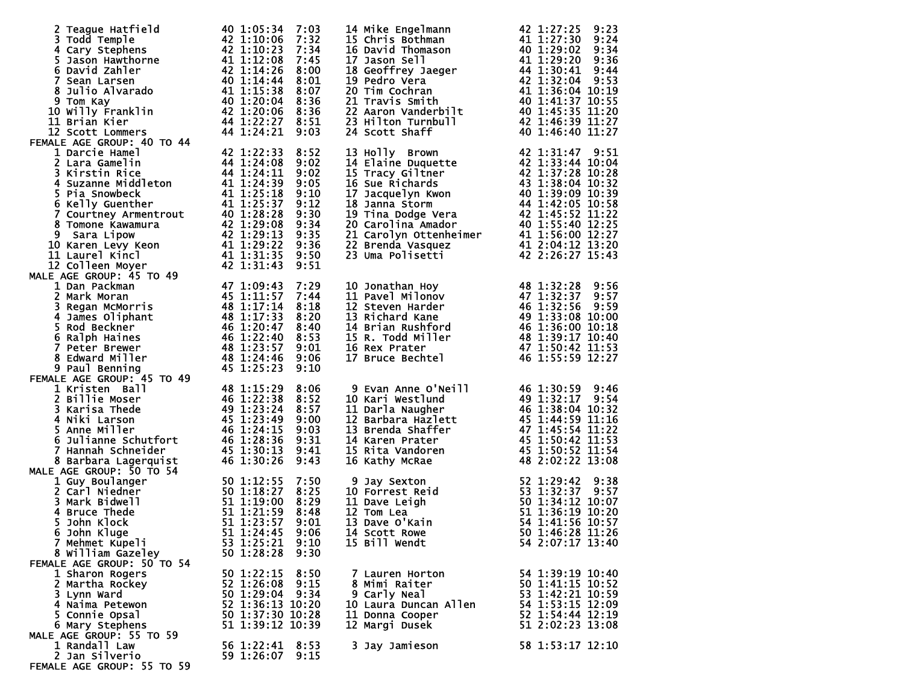| Place | Name | Age | Time | Pace | Place | Name | Age | Time | Pace |
|---|---|---|---|---|---|---|---|---|---|
| 2 | Teague Hatfield | 40 | 1:05:34 | 7:03 | 14 | Mike Engelmann | 42 | 1:27:25 | 9:23 |
| 3 | Todd Temple | 42 | 1:10:06 | 7:32 | 15 | Chris Bothman | 41 | 1:27:30 | 9:24 |
| 4 | Cary Stephens | 42 | 1:10:23 | 7:34 | 16 | David Thomason | 40 | 1:29:02 | 9:34 |
| 5 | Jason Hawthorne | 41 | 1:12:08 | 7:45 | 17 | Jason Sell | 41 | 1:29:20 | 9:36 |
| 6 | David Zahler | 42 | 1:14:26 | 8:00 | 18 | Geoffrey Jaeger | 44 | 1:30:41 | 9:44 |
| 7 | Sean Larsen | 40 | 1:14:44 | 8:01 | 19 | Pedro Vera | 42 | 1:32:04 | 9:53 |
| 8 | Julio Alvarado | 41 | 1:15:38 | 8:07 | 20 | Tim Cochran | 41 | 1:36:04 | 10:19 |
| 9 | Tom Kay | 40 | 1:20:04 | 8:36 | 21 | Travis Smith | 40 | 1:41:37 | 10:55 |
| 10 | Willy Franklin | 42 | 1:20:06 | 8:36 | 22 | Aaron Vanderbilt | 40 | 1:45:35 | 11:20 |
| 11 | Brian Kier | 44 | 1:22:27 | 8:51 | 23 | Hilton Turnbull | 42 | 1:46:39 | 11:27 |
| 12 | Scott Lommers | 44 | 1:24:21 | 9:03 | 24 | Scott Shaff | 40 | 1:46:40 | 11:27 |

**FEMALE AGE GROUP: 40 TO 44**

| Place | Name | Age | Time | Pace | Place | Name | Age | Time | Pace |
|---|---|---|---|---|---|---|---|---|---|
| 1 | Darcie Hamel | 42 | 1:22:33 | 8:52 | 13 | Holly Brown | 42 | 1:31:47 | 9:51 |
| 2 | Lara Gamelin | 44 | 1:24:08 | 9:02 | 14 | Elaine Duquette | 42 | 1:33:44 | 10:04 |
| 3 | Kirstin Rice | 44 | 1:24:11 | 9:02 | 15 | Tracy Giltner | 42 | 1:37:28 | 10:28 |
| 4 | Suzanne Middleton | 41 | 1:24:39 | 9:05 | 16 | Sue Richards | 43 | 1:38:04 | 10:32 |
| 5 | Pia Snowbeck | 41 | 1:25:18 | 9:10 | 17 | Jacquelyn Kwon | 40 | 1:39:09 | 10:39 |
| 6 | Kelly Guenther | 41 | 1:25:37 | 9:12 | 18 | Janna Storm | 44 | 1:42:05 | 10:58 |
| 7 | Courtney Armentrout | 40 | 1:28:28 | 9:30 | 19 | Tina Dodge Vera | 42 | 1:45:52 | 11:22 |
| 8 | Tomone Kawamura | 42 | 1:29:08 | 9:34 | 20 | Carolina Amador | 40 | 1:55:40 | 12:25 |
| 9 | Sara Lipow | 42 | 1:29:13 | 9:35 | 21 | Carolyn Ottenheimer | 41 | 1:56:00 | 12:27 |
| 10 | Karen Levy Keon | 41 | 1:29:22 | 9:36 | 22 | Brenda Vasquez | 41 | 2:04:12 | 13:20 |
| 11 | Laurel Kincl | 41 | 1:31:35 | 9:50 | 23 | Uma Polisetti | 42 | 2:26:27 | 15:43 |
| 12 | Colleen Moyer | 42 | 1:31:43 | 9:51 | | | | | |

**MALE AGE GROUP: 45 TO 49**

| Place | Name | Age | Time | Pace | Place | Name | Age | Time | Pace |
|---|---|---|---|---|---|---|---|---|---|
| 1 | Dan Packman | 47 | 1:09:43 | 7:29 | 10 | Jonathan Hoy | 48 | 1:32:28 | 9:56 |
| 2 | Mark Moran | 45 | 1:11:57 | 7:44 | 11 | Pavel Milonov | 47 | 1:32:37 | 9:57 |
| 3 | Regan McMorris | 48 | 1:17:14 | 8:18 | 12 | Steven Harder | 46 | 1:32:56 | 9:59 |
| 4 | James Oliphant | 48 | 1:17:33 | 8:20 | 13 | Richard Kane | 49 | 1:33:08 | 10:00 |
| 5 | Rod Beckner | 46 | 1:20:47 | 8:40 | 14 | Brian Rushford | 46 | 1:36:00 | 10:18 |
| 6 | Ralph Haines | 46 | 1:22:40 | 8:53 | 15 | R. Todd Miller | 48 | 1:39:17 | 10:40 |
| 7 | Peter Brewer | 48 | 1:23:57 | 9:01 | 16 | Rex Prater | 47 | 1:50:42 | 11:53 |
| 8 | Edward Miller | 48 | 1:24:46 | 9:06 | 17 | Bruce Bechtel | 46 | 1:55:59 | 12:27 |
| 9 | Paul Benning | 45 | 1:25:23 | 9:10 | | | | | |

**FEMALE AGE GROUP: 45 TO 49**

| Place | Name | Age | Time | Pace | Place | Name | Age | Time | Pace |
|---|---|---|---|---|---|---|---|---|---|
| 1 | Kristen Ball | 48 | 1:15:29 | 8:06 | 9 | Evan Anne O'Neill | 46 | 1:30:59 | 9:46 |
| 2 | Billie Moser | 46 | 1:22:38 | 8:52 | 10 | Kari Westlund | 49 | 1:32:17 | 9:54 |
| 3 | Karisa Thede | 49 | 1:23:24 | 8:57 | 11 | Darla Naugher | 46 | 1:38:04 | 10:32 |
| 4 | Niki Larson | 45 | 1:23:49 | 9:00 | 12 | Barbara Hazlett | 45 | 1:44:59 | 11:16 |
| 5 | Anne Miller | 46 | 1:24:15 | 9:03 | 13 | Brenda Shaffer | 47 | 1:45:54 | 11:22 |
| 6 | Julianne Schutfort | 46 | 1:28:36 | 9:31 | 14 | Karen Prater | 45 | 1:50:42 | 11:53 |
| 7 | Hannah Schneider | 45 | 1:30:13 | 9:41 | 15 | Rita Vandoren | 45 | 1:50:52 | 11:54 |
| 8 | Barbara Lagerquist | 46 | 1:30:26 | 9:43 | 16 | Kathy McRae | 48 | 2:02:22 | 13:08 |

**MALE AGE GROUP: 50 TO 54**

| Place | Name | Age | Time | Pace | Place | Name | Age | Time | Pace |
|---|---|---|---|---|---|---|---|---|---|
| 1 | Guy Boulanger | 50 | 1:12:55 | 7:50 | 9 | Jay Sexton | 52 | 1:29:42 | 9:38 |
| 2 | Carl Niedner | 50 | 1:18:27 | 8:25 | 10 | Forrest Reid | 53 | 1:32:37 | 9:57 |
| 3 | Mark Bidwell | 51 | 1:19:00 | 8:29 | 11 | Dave Leigh | 50 | 1:34:12 | 10:07 |
| 4 | Bruce Thede | 51 | 1:21:59 | 8:48 | 12 | Tom Lea | 51 | 1:36:19 | 10:20 |
| 5 | John Klock | 51 | 1:23:57 | 9:01 | 13 | Dave O'Kain | 54 | 1:41:56 | 10:57 |
| 6 | John Kluge | 51 | 1:24:45 | 9:06 | 14 | Scott Rowe | 50 | 1:46:28 | 11:26 |
| 7 | Mehmet Kupeli | 53 | 1:25:21 | 9:10 | 15 | Bill Wendt | 54 | 2:07:17 | 13:40 |
| 8 | William Gazeley | 50 | 1:28:28 | 9:30 | | | | | |

**FEMALE AGE GROUP: 50 TO 54**

| Place | Name | Age | Time | Pace | Place | Name | Age | Time | Pace |
|---|---|---|---|---|---|---|---|---|---|
| 1 | Sharon Rogers | 50 | 1:22:15 | 8:50 | 7 | Lauren Horton | 54 | 1:39:19 | 10:40 |
| 2 | Martha Rockey | 52 | 1:26:08 | 9:15 | 8 | Mimi Raiter | 50 | 1:41:15 | 10:52 |
| 3 | Lynn Ward | 50 | 1:29:04 | 9:34 | 9 | Carly Neal | 53 | 1:42:21 | 10:59 |
| 4 | Naima Petewon | 52 | 1:36:13 | 10:20 | 10 | Laura Duncan Allen | 54 | 1:53:15 | 12:09 |
| 5 | Connie Opsal | 50 | 1:37:30 | 10:28 | 11 | Donna Cooper | 52 | 1:54:44 | 12:19 |
| 6 | Mary Stephens | 51 | 1:39:12 | 10:39 | 12 | Margi Dusek | 51 | 2:02:23 | 13:08 |

**MALE AGE GROUP: 55 TO 59**

| Place | Name | Age | Time | Pace | Place | Name | Age | Time | Pace |
|---|---|---|---|---|---|---|---|---|---|
| 1 | Randall Law | 56 | 1:22:41 | 8:53 | 3 | Jay Jamieson | 58 | 1:53:17 | 12:10 |
| 2 | Jan Silverio | 59 | 1:26:07 | 9:15 | | | | | |

**FEMALE AGE GROUP: 55 TO 59**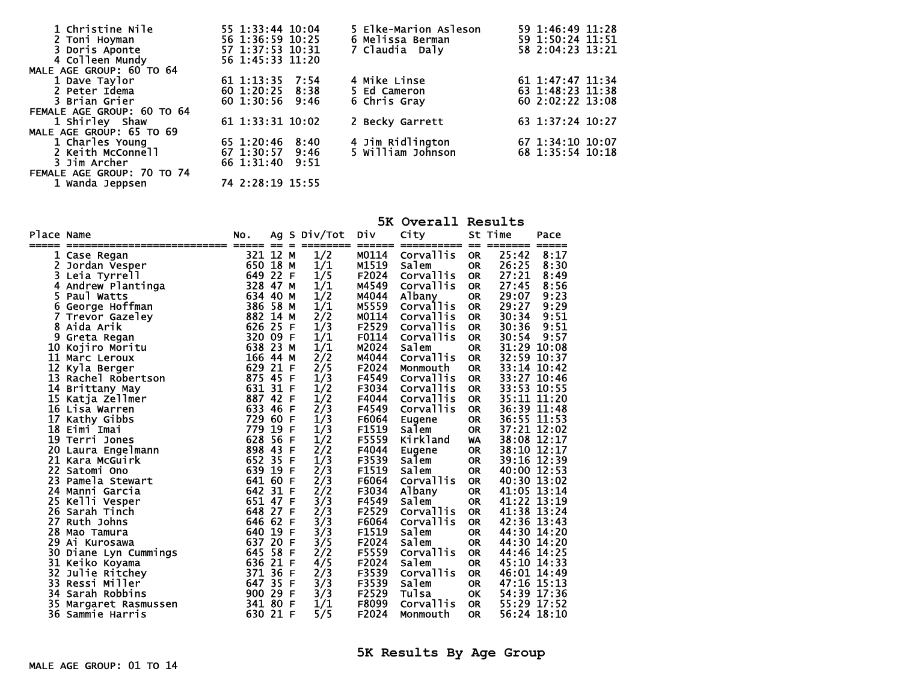| Place | Name | Age | Time | Pace |
|---|---|---|---|---|
| 1 | Christine Nile | 55 | 1:33:44 | 10:04 |
| 2 | Toni Hoyman | 56 | 1:36:59 | 10:25 |
| 3 | Doris Aponte | 57 | 1:37:53 | 10:31 |
| 4 | Colleen Mundy | 56 | 1:45:33 | 11:20 |
| 5 | Elke-Marion Asleson | 59 | 1:46:49 | 11:28 |
| 6 | Melissa Berman | 59 | 1:50:24 | 11:51 |
| 7 | Claudia Daly | 58 | 2:04:23 | 13:21 |

MALE AGE GROUP: 60 TO 64

| Place | Name | Age | Time | Pace |
|---|---|---|---|---|
| 1 | Dave Taylor | 61 | 1:13:35 | 7:54 |
| 2 | Peter Idema | 60 | 1:20:25 | 8:38 |
| 3 | Brian Grier | 60 | 1:30:56 | 9:46 |
| 4 | Mike Linse | 61 | 1:47:47 | 11:34 |
| 5 | Ed Cameron | 63 | 1:48:23 | 11:38 |
| 6 | Chris Gray | 60 | 2:02:22 | 13:08 |

FEMALE AGE GROUP: 60 TO 64

| Place | Name | Age | Time | Pace |
|---|---|---|---|---|
| 1 | Shirley Shaw | 61 | 1:33:31 | 10:02 |
| 2 | Becky Garrett | 63 | 1:37:24 | 10:27 |

MALE AGE GROUP: 65 TO 69

| Place | Name | Age | Time | Pace |
|---|---|---|---|---|
| 1 | Charles Young | 65 | 1:20:46 | 8:40 |
| 2 | Keith McConnell | 67 | 1:30:57 | 9:46 |
| 3 | Jim Archer | 66 | 1:31:40 | 9:51 |
| 4 | Jim Ridlington | 67 | 1:34:10 | 10:07 |
| 5 | William Johnson | 68 | 1:35:54 | 10:18 |

FEMALE AGE GROUP: 70 TO 74

| Place | Name | Age | Time | Pace |
|---|---|---|---|---|
| 1 | Wanda Jeppsen | 74 | 2:28:19 | 15:55 |

## 5K Overall Results

| Place | Name | No. | Ag | S | Div/Tot | Div | City | St | Time | Pace |
|---|---|---|---|---|---|---|---|---|---|---|
| 1 | Case Regan | 321 | 12 | M | 1/2 | M0114 | Corvallis | OR | 25:42 | 8:17 |
| 2 | Jordan Vesper | 650 | 18 | M | 1/1 | M1519 | Salem | OR | 26:25 | 8:30 |
| 3 | Leia Tyrrell | 649 | 22 | F | 1/5 | F2024 | Corvallis | OR | 27:21 | 8:49 |
| 4 | Andrew Plantinga | 328 | 47 | M | 1/1 | M4549 | Corvallis | OR | 27:45 | 8:56 |
| 5 | Paul Watts | 634 | 40 | M | 1/2 | M4044 | Albany | OR | 29:07 | 9:23 |
| 6 | George Hoffman | 386 | 58 | M | 1/1 | M5559 | Corvallis | OR | 29:27 | 9:29 |
| 7 | Trevor Gazeley | 882 | 14 | M | 2/2 | M0114 | Corvallis | OR | 30:34 | 9:51 |
| 8 | Aida Arik | 626 | 25 | F | 1/3 | F2529 | Corvallis | OR | 30:36 | 9:51 |
| 9 | Greta Regan | 320 | 09 | F | 1/1 | F0114 | Corvallis | OR | 30:54 | 9:57 |
| 10 | Kojiro Moritu | 638 | 23 | M | 1/1 | M2024 | Salem | OR | 31:29 | 10:08 |
| 11 | Marc Leroux | 166 | 44 | M | 2/2 | M4044 | Corvallis | OR | 32:59 | 10:37 |
| 12 | Kyla Berger | 629 | 21 | F | 2/5 | F2024 | Monmouth | OR | 33:14 | 10:42 |
| 13 | Rachel Robertson | 875 | 45 | F | 1/3 | F4549 | Corvallis | OR | 33:27 | 10:46 |
| 14 | Brittany May | 631 | 31 | F | 1/2 | F3034 | Corvallis | OR | 33:53 | 10:55 |
| 15 | Katja Zellmer | 887 | 42 | F | 1/2 | F4044 | Corvallis | OR | 35:11 | 11:20 |
| 16 | Lisa Warren | 633 | 46 | F | 2/3 | F4549 | Corvallis | OR | 36:39 | 11:48 |
| 17 | Kathy Gibbs | 729 | 60 | F | 1/3 | F6064 | Eugene | OR | 36:55 | 11:53 |
| 18 | Eimi Imai | 779 | 19 | F | 1/3 | F1519 | Salem | OR | 37:21 | 12:02 |
| 19 | Terri Jones | 628 | 56 | F | 1/2 | F5559 | Kirkland | WA | 38:08 | 12:17 |
| 20 | Laura Engelmann | 898 | 43 | F | 2/2 | F4044 | Eugene | OR | 38:10 | 12:17 |
| 21 | Kara McGuirk | 652 | 35 | F | 1/3 | F3539 | Salem | OR | 39:16 | 12:39 |
| 22 | Satomi Ono | 639 | 19 | F | 2/3 | F1519 | Salem | OR | 40:00 | 12:53 |
| 23 | Pamela Stewart | 641 | 60 | F | 2/3 | F6064 | Corvallis | OR | 40:30 | 13:02 |
| 24 | Manni Garcia | 642 | 31 | F | 2/2 | F3034 | Albany | OR | 41:05 | 13:14 |
| 25 | Kelli Vesper | 651 | 47 | F | 3/3 | F4549 | Salem | OR | 41:22 | 13:19 |
| 26 | Sarah Tinch | 648 | 27 | F | 2/3 | F2529 | Corvallis | OR | 41:38 | 13:24 |
| 27 | Ruth Johns | 646 | 62 | F | 3/3 | F6064 | Corvallis | OR | 42:36 | 13:43 |
| 28 | Mao Tamura | 640 | 19 | F | 3/3 | F1519 | Salem | OR | 44:30 | 14:20 |
| 29 | Ai Kurosawa | 637 | 20 | F | 3/5 | F2024 | Salem | OR | 44:30 | 14:20 |
| 30 | Diane Lyn Cummings | 645 | 58 | F | 2/2 | F5559 | Corvallis | OR | 44:46 | 14:25 |
| 31 | Keiko Koyama | 636 | 21 | F | 4/5 | F2024 | Salem | OR | 45:10 | 14:33 |
| 32 | Julie Ritchey | 371 | 36 | F | 2/3 | F3539 | Corvallis | OR | 46:01 | 14:49 |
| 33 | Ressi Miller | 647 | 35 | F | 3/3 | F3539 | Salem | OR | 47:16 | 15:13 |
| 34 | Sarah Robbins | 900 | 29 | F | 3/3 | F2529 | Tulsa | OK | 54:39 | 17:36 |
| 35 | Margaret Rasmussen | 341 | 80 | F | 1/1 | F8099 | Corvallis | OR | 55:29 | 17:52 |
| 36 | Sammie Harris | 630 | 21 | F | 5/5 | F2024 | Monmouth | OR | 56:24 | 18:10 |

## 5K Results By Age Group

MALE AGE GROUP: 01 TO 14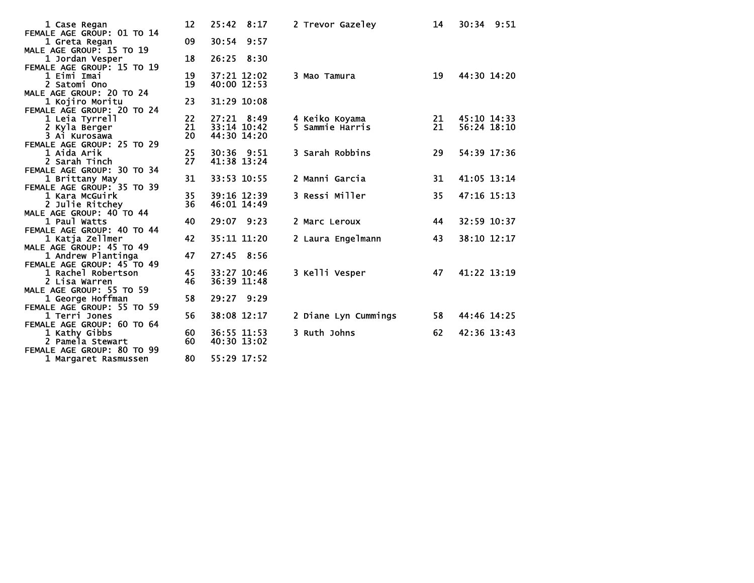```
    1 Case Regan            12   25:42  8:17     2 Trevor Gazeley          14   30:34  9:51
FEMALE AGE GROUP: 01 TO 14
    1 Greta Regan           09   30:54  9:57
MALE AGE GROUP: 15 TO 19
    1 Jordan Vesper         18   26:25  8:30
FEMALE AGE GROUP: 15 TO 19
    1 Eimi Imai             19   37:21 12:02     3 Mao Tamura              19   44:30 14:20
    2 Satomi Ono            19   40:00 12:53
MALE AGE GROUP: 20 TO 24
    1 Kojiro Moritu         23   31:29 10:08
FEMALE AGE GROUP: 20 TO 24
    1 Leia Tyrrell          22   27:21  8:49     4 Keiko Koyama            21   45:10 14:33
    2 Kyla Berger           21   33:14 10:42     5 Sammie Harris           21   56:24 18:10
    3 Ai Kurosawa           20   44:30 14:20
FEMALE AGE GROUP: 25 TO 29
    1 Aida Arik             25   30:36  9:51     3 Sarah Robbins           29   54:39 17:36
    2 Sarah Tinch           27   41:38 13:24
FEMALE AGE GROUP: 30 TO 34
    1 Brittany May          31   33:53 10:55     2 Manni Garcia            31   41:05 13:14
FEMALE AGE GROUP: 35 TO 39
    1 Kara McGuirk          35   39:16 12:39     3 Ressi Miller            35   47:16 15:13
    2 Julie Ritchey         36   46:01 14:49
MALE AGE GROUP: 40 TO 44
    1 Paul Watts            40   29:07  9:23     2 Marc Leroux             44   32:59 10:37
FEMALE AGE GROUP: 40 TO 44
    1 Katja Zellmer         42   35:11 11:20     2 Laura Engelmann         43   38:10 12:17
MALE AGE GROUP: 45 TO 49
    1 Andrew Plantinga      47   27:45  8:56
FEMALE AGE GROUP: 45 TO 49
    1 Rachel Robertson      45   33:27 10:46     3 Kelli Vesper            47   41:22 13:19
    2 Lisa Warren           46   36:39 11:48
MALE AGE GROUP: 55 TO 59
    1 George Hoffman        58   29:27  9:29
FEMALE AGE GROUP: 55 TO 59
    1 Terri Jones           56   38:08 12:17     2 Diane Lyn Cummings      58   44:46 14:25
FEMALE AGE GROUP: 60 TO 64
    1 Kathy Gibbs           60   36:55 11:53     3 Ruth Johns              62   42:36 13:43
    2 Pamela Stewart        60   40:30 13:02
FEMALE AGE GROUP: 80 TO 99
    1 Margaret Rasmussen    80   55:29 17:52
```